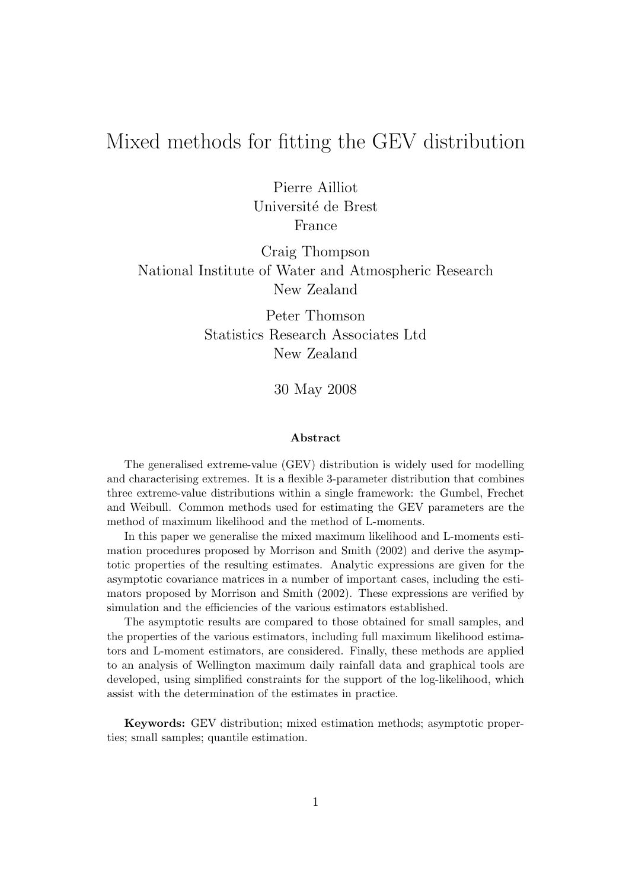# Mixed methods for fitting the GEV distribution

Pierre Ailliot
Université de Brest
France

Craig Thompson
National Institute of Water and Atmospheric Research
New Zealand

Peter Thomson
Statistics Research Associates Ltd
New Zealand

30 May 2008

### Abstract

The generalised extreme-value (GEV) distribution is widely used for modelling and characterising extremes. It is a flexible 3-parameter distribution that combines three extreme-value distributions within a single framework: the Gumbel, Frechet and Weibull. Common methods used for estimating the GEV parameters are the method of maximum likelihood and the method of L-moments.

In this paper we generalise the mixed maximum likelihood and L-moments estimation procedures proposed by Morrison and Smith (2002) and derive the asymptotic properties of the resulting estimates. Analytic expressions are given for the asymptotic covariance matrices in a number of important cases, including the estimators proposed by Morrison and Smith (2002). These expressions are verified by simulation and the efficiencies of the various estimators established.

The asymptotic results are compared to those obtained for small samples, and the properties of the various estimators, including full maximum likelihood estimators and L-moment estimators, are considered. Finally, these methods are applied to an analysis of Wellington maximum daily rainfall data and graphical tools are developed, using simplified constraints for the support of the log-likelihood, which assist with the determination of the estimates in practice.

**Keywords:** GEV distribution; mixed estimation methods; asymptotic properties; small samples; quantile estimation.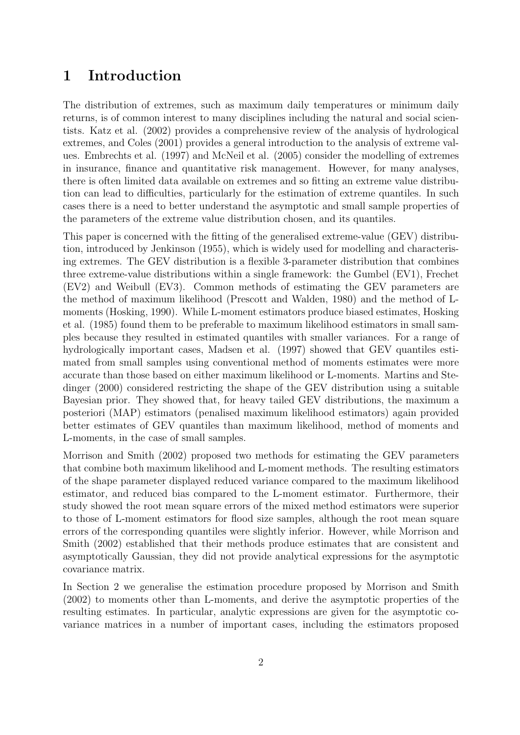# 1 Introduction

The distribution of extremes, such as maximum daily temperatures or minimum daily returns, is of common interest to many disciplines including the natural and social scientists. Katz et al. (2002) provides a comprehensive review of the analysis of hydrological extremes, and Coles (2001) provides a general introduction to the analysis of extreme values. Embrechts et al. (1997) and McNeil et al. (2005) consider the modelling of extremes in insurance, finance and quantitative risk management. However, for many analyses, there is often limited data available on extremes and so fitting an extreme value distribution can lead to difficulties, particularly for the estimation of extreme quantiles. In such cases there is a need to better understand the asymptotic and small sample properties of the parameters of the extreme value distribution chosen, and its quantiles.

This paper is concerned with the fitting of the generalised extreme-value (GEV) distribution, introduced by Jenkinson (1955), which is widely used for modelling and characterising extremes. The GEV distribution is a flexible 3-parameter distribution that combines three extreme-value distributions within a single framework: the Gumbel (EV1), Frechet (EV2) and Weibull (EV3). Common methods of estimating the GEV parameters are the method of maximum likelihood (Prescott and Walden, 1980) and the method of L-moments (Hosking, 1990). While L-moment estimators produce biased estimates, Hosking et al. (1985) found them to be preferable to maximum likelihood estimators in small samples because they resulted in estimated quantiles with smaller variances. For a range of hydrologically important cases, Madsen et al. (1997) showed that GEV quantiles estimated from small samples using conventional method of moments estimates were more accurate than those based on either maximum likelihood or L-moments. Martins and Stedinger (2000) considered restricting the shape of the GEV distribution using a suitable Bayesian prior. They showed that, for heavy tailed GEV distributions, the maximum a posteriori (MAP) estimators (penalised maximum likelihood estimators) again provided better estimates of GEV quantiles than maximum likelihood, method of moments and L-moments, in the case of small samples.

Morrison and Smith (2002) proposed two methods for estimating the GEV parameters that combine both maximum likelihood and L-moment methods. The resulting estimators of the shape parameter displayed reduced variance compared to the maximum likelihood estimator, and reduced bias compared to the L-moment estimator. Furthermore, their study showed the root mean square errors of the mixed method estimators were superior to those of L-moment estimators for flood size samples, although the root mean square errors of the corresponding quantiles were slightly inferior. However, while Morrison and Smith (2002) established that their methods produce estimates that are consistent and asymptotically Gaussian, they did not provide analytical expressions for the asymptotic covariance matrix.

In Section 2 we generalise the estimation procedure proposed by Morrison and Smith (2002) to moments other than L-moments, and derive the asymptotic properties of the resulting estimates. In particular, analytic expressions are given for the asymptotic covariance matrices in a number of important cases, including the estimators proposed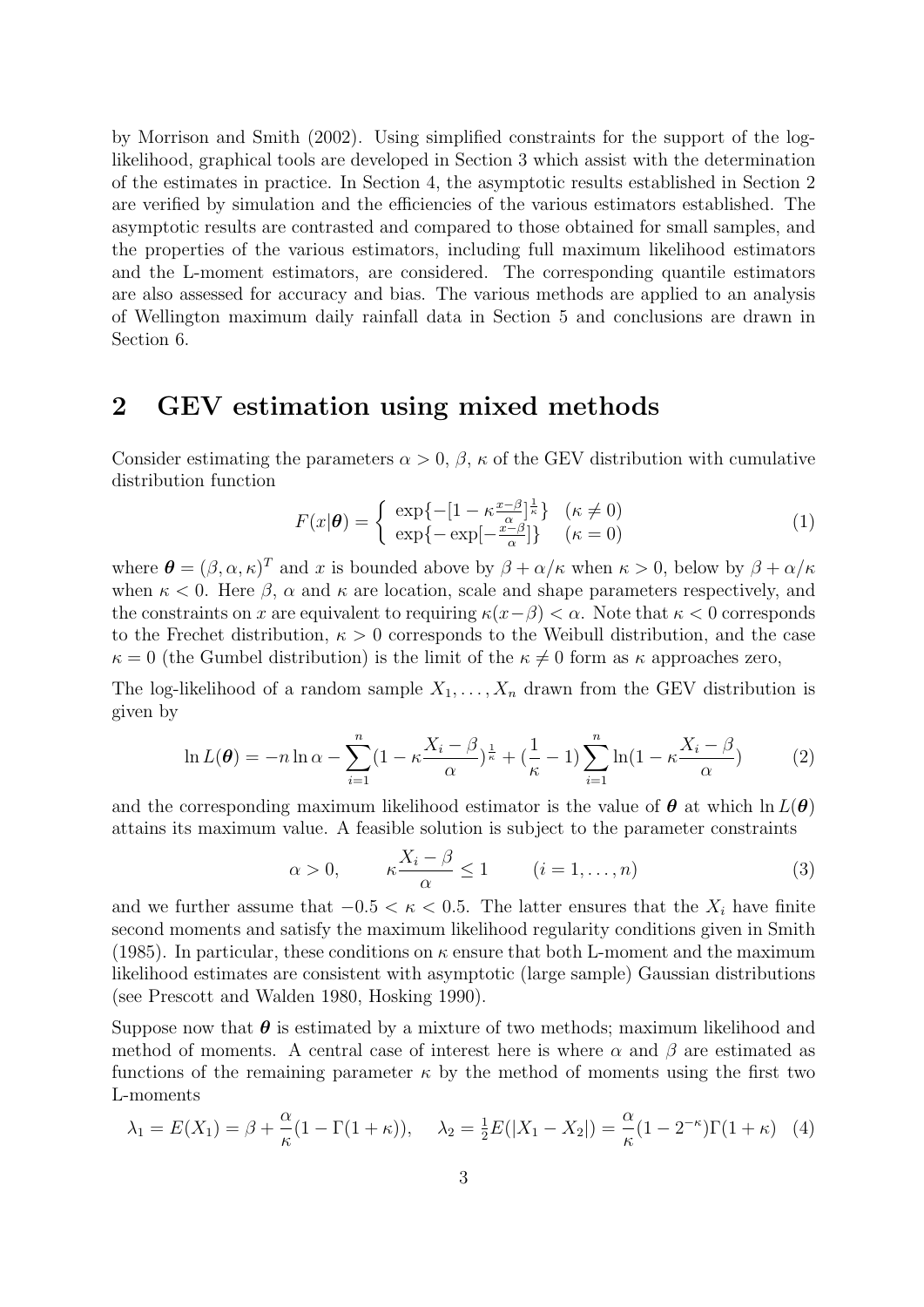by Morrison and Smith (2002). Using simplified constraints for the support of the log-likelihood, graphical tools are developed in Section 3 which assist with the determination of the estimates in practice. In Section 4, the asymptotic results established in Section 2 are verified by simulation and the efficiencies of the various estimators established. The asymptotic results are contrasted and compared to those obtained for small samples, and the properties of the various estimators, including full maximum likelihood estimators and the L-moment estimators, are considered. The corresponding quantile estimators are also assessed for accuracy and bias. The various methods are applied to an analysis of Wellington maximum daily rainfall data in Section 5 and conclusions are drawn in Section 6.

## 2 GEV estimation using mixed methods

Consider estimating the parameters $\alpha > 0$, $\beta$, $\kappa$ of the GEV distribution with cumulative distribution function

$$F(x|\boldsymbol{\theta}) = \begin{cases} \exp\{-[1-\kappa\frac{x-\beta}{\alpha}]^{\frac{1}{\kappa}}\} & (\kappa \neq 0) \\ \exp\{-\exp[-\frac{x-\beta}{\alpha}]\} & (\kappa = 0) \end{cases} \tag{1}$$

where $\boldsymbol{\theta} = (\beta, \alpha, \kappa)^T$ and $x$ is bounded above by $\beta + \alpha/\kappa$ when $\kappa > 0$, below by $\beta + \alpha/\kappa$ when $\kappa < 0$. Here $\beta$, $\alpha$ and $\kappa$ are location, scale and shape parameters respectively, and the constraints on $x$ are equivalent to requiring $\kappa(x-\beta) < \alpha$. Note that $\kappa < 0$ corresponds to the Frechet distribution, $\kappa > 0$ corresponds to the Weibull distribution, and the case $\kappa = 0$ (the Gumbel distribution) is the limit of the $\kappa \neq 0$ form as $\kappa$ approaches zero,

The log-likelihood of a random sample $X_1, \ldots, X_n$ drawn from the GEV distribution is given by

$$\ln L(\boldsymbol{\theta}) = -n \ln \alpha - \sum_{i=1}^{n} (1 - \kappa \frac{X_i - \beta}{\alpha})^{\frac{1}{\kappa}} + (\frac{1}{\kappa} - 1) \sum_{i=1}^{n} \ln(1 - \kappa \frac{X_i - \beta}{\alpha}) \tag{2}$$

and the corresponding maximum likelihood estimator is the value of $\boldsymbol{\theta}$ at which $\ln L(\boldsymbol{\theta})$ attains its maximum value. A feasible solution is subject to the parameter constraints

$$\alpha > 0, \qquad \kappa \frac{X_i - \beta}{\alpha} \leq 1 \qquad (i = 1, \ldots, n) \tag{3}$$

and we further assume that $-0.5 < \kappa < 0.5$. The latter ensures that the $X_i$ have finite second moments and satisfy the maximum likelihood regularity conditions given in Smith (1985). In particular, these conditions on $\kappa$ ensure that both L-moment and the maximum likelihood estimates are consistent with asymptotic (large sample) Gaussian distributions (see Prescott and Walden 1980, Hosking 1990).

Suppose now that $\boldsymbol{\theta}$ is estimated by a mixture of two methods; maximum likelihood and method of moments. A central case of interest here is where $\alpha$ and $\beta$ are estimated as functions of the remaining parameter $\kappa$ by the method of moments using the first two L-moments

$$\lambda_1 = E(X_1) = \beta + \frac{\alpha}{\kappa}(1 - \Gamma(1+\kappa)), \quad \lambda_2 = \tfrac{1}{2}E(|X_1 - X_2|) = \frac{\alpha}{\kappa}(1 - 2^{-\kappa})\Gamma(1+\kappa) \tag{4}$$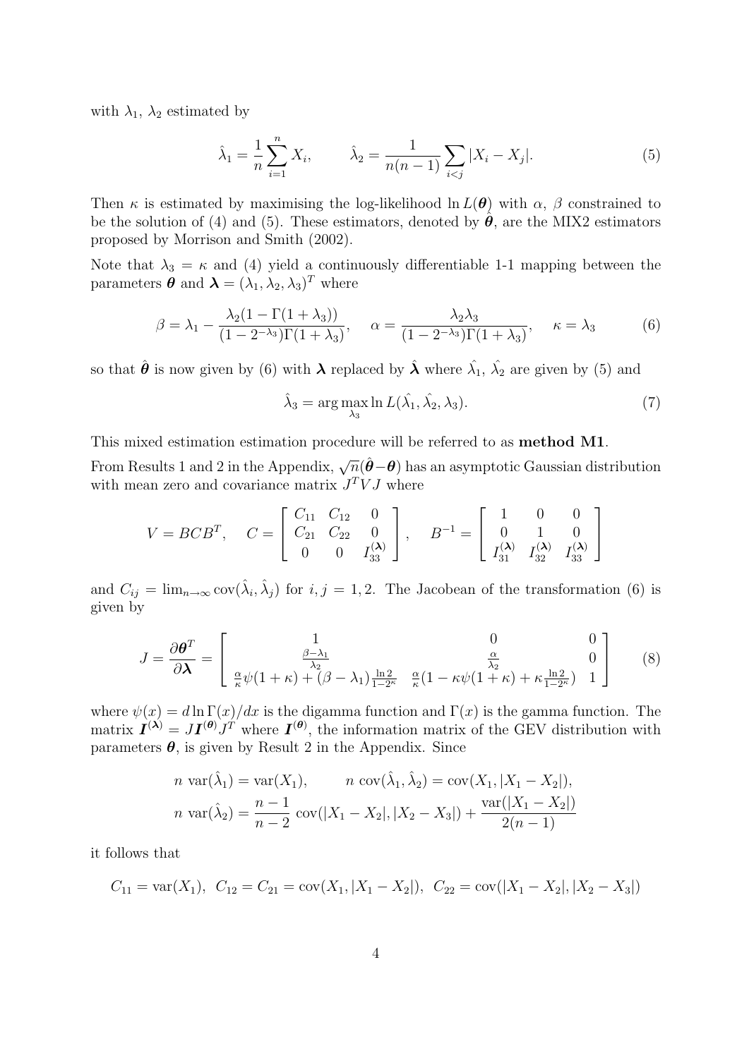with $\lambda_1$, $\lambda_2$ estimated by

$$\hat{\lambda}_1 = \frac{1}{n}\sum_{i=1}^{n} X_i, \qquad \hat{\lambda}_2 = \frac{1}{n(n-1)}\sum_{i<j} |X_i - X_j|. \tag{5}$$

Then $\kappa$ is estimated by maximising the log-likelihood $\ln L(\boldsymbol{\theta})$ with $\alpha$, $\beta$ constrained to be the solution of (4) and (5). These estimators, denoted by $\hat{\boldsymbol{\theta}}$, are the MIX2 estimators proposed by Morrison and Smith (2002).

Note that $\lambda_3 = \kappa$ and (4) yield a continuously differentiable 1-1 mapping between the parameters $\boldsymbol{\theta}$ and $\boldsymbol{\lambda} = (\lambda_1, \lambda_2, \lambda_3)^T$ where

$$\beta = \lambda_1 - \frac{\lambda_2(1-\Gamma(1+\lambda_3))}{(1-2^{-\lambda_3})\Gamma(1+\lambda_3)}, \quad \alpha = \frac{\lambda_2\lambda_3}{(1-2^{-\lambda_3})\Gamma(1+\lambda_3)}, \quad \kappa = \lambda_3 \tag{6}$$

so that $\hat{\boldsymbol{\theta}}$ is now given by (6) with $\boldsymbol{\lambda}$ replaced by $\hat{\boldsymbol{\lambda}}$ where $\hat{\lambda_1}$, $\hat{\lambda_2}$ are given by (5) and

$$\hat{\lambda}_3 = \arg\max_{\lambda_3} \ln L(\hat{\lambda_1}, \hat{\lambda_2}, \lambda_3). \tag{7}$$

This mixed estimation estimation procedure will be referred to as **method M1**.

From Results 1 and 2 in the Appendix, $\sqrt{n}(\hat{\boldsymbol{\theta}} - \boldsymbol{\theta})$ has an asymptotic Gaussian distribution with mean zero and covariance matrix $J^T V J$ where

$$V = BCB^T, \quad C = \begin{bmatrix} C_{11} & C_{12} & 0 \\ C_{21} & C_{22} & 0 \\ 0 & 0 & I_{33}^{(\boldsymbol{\lambda})} \end{bmatrix}, \quad B^{-1} = \begin{bmatrix} 1 & 0 & 0 \\ 0 & 1 & 0 \\ I_{31}^{(\boldsymbol{\lambda})} & I_{32}^{(\boldsymbol{\lambda})} & I_{33}^{(\boldsymbol{\lambda})} \end{bmatrix}$$

and $C_{ij} = \lim_{n\to\infty} \operatorname{cov}(\hat{\lambda}_i, \hat{\lambda}_j)$ for $i, j = 1, 2$. The Jacobean of the transformation (6) is given by

$$J = \frac{\partial \boldsymbol{\theta}^T}{\partial \boldsymbol{\lambda}} = \begin{bmatrix} 1 & 0 & 0 \\ \frac{\beta - \lambda_1}{\lambda_2} & \frac{\alpha}{\lambda_2} & 0 \\ \frac{\alpha}{\kappa}\psi(1+\kappa) + (\beta - \lambda_1)\frac{\ln 2}{1-2^{\kappa}} & \frac{\alpha}{\kappa}(1 - \kappa\psi(1+\kappa) + \kappa\frac{\ln 2}{1-2^{\kappa}}) & 1 \end{bmatrix} \tag{8}$$

where $\psi(x) = d\ln\Gamma(x)/dx$ is the digamma function and $\Gamma(x)$ is the gamma function. The matrix $\boldsymbol{I}^{(\boldsymbol{\lambda})} = J\boldsymbol{I}^{(\boldsymbol{\theta})}J^T$ where $\boldsymbol{I}^{(\boldsymbol{\theta})}$, the information matrix of the GEV distribution with parameters $\boldsymbol{\theta}$, is given by Result 2 in the Appendix. Since

$$n \operatorname{var}(\hat{\lambda}_1) = \operatorname{var}(X_1), \qquad n \operatorname{cov}(\hat{\lambda}_1, \hat{\lambda}_2) = \operatorname{cov}(X_1, |X_1 - X_2|),$$
$$n \operatorname{var}(\hat{\lambda}_2) = \frac{n-1}{n-2} \operatorname{cov}(|X_1 - X_2|, |X_2 - X_3|) + \frac{\operatorname{var}(|X_1 - X_2|)}{2(n-1)}$$

it follows that

$$C_{11} = \operatorname{var}(X_1), \;\; C_{12} = C_{21} = \operatorname{cov}(X_1, |X_1 - X_2|), \;\; C_{22} = \operatorname{cov}(|X_1 - X_2|, |X_2 - X_3|)$$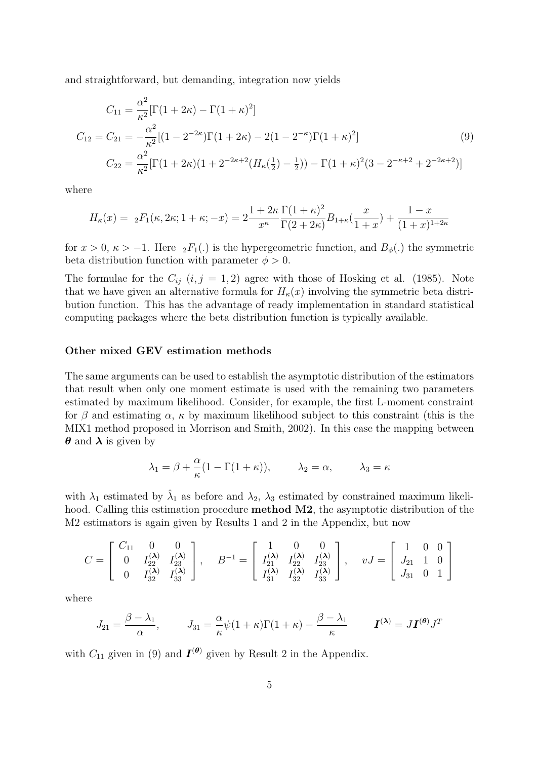and straightforward, but demanding, integration now yields

$$
\begin{aligned}
C_{11} &= \frac{\alpha^2}{\kappa^2}[\Gamma(1+2\kappa) - \Gamma(1+\kappa)^2] \\
C_{12} = C_{21} &= -\frac{\alpha^2}{\kappa^2}[(1-2^{-2\kappa})\Gamma(1+2\kappa) - 2(1-2^{-\kappa})\Gamma(1+\kappa)^2] \\
C_{22} &= \frac{\alpha^2}{\kappa^2}[\Gamma(1+2\kappa)(1+2^{-2\kappa+2}(H_\kappa(\tfrac{1}{2})-\tfrac{1}{2})) - \Gamma(1+\kappa)^2(3-2^{-\kappa+2}+2^{-2\kappa+2})]
\end{aligned}
\tag{9}
$$

where

$$
H_\kappa(x) = {}_2F_1(\kappa, 2\kappa; 1+\kappa; -x) = 2\frac{1+2\kappa}{x^\kappa}\frac{\Gamma(1+\kappa)^2}{\Gamma(2+2\kappa)}B_{1+\kappa}(\frac{x}{1+x}) + \frac{1-x}{(1+x)^{1+2\kappa}}
$$

for $x > 0$, $\kappa > -1$. Here ${}_2F_1(.)$ is the hypergeometric function, and $B_\phi(.)$ the symmetric beta distribution function with parameter $\phi > 0$.

The formulae for the $C_{ij}$ $(i, j = 1, 2)$ agree with those of Hosking et al. (1985). Note that we have given an alternative formula for $H_\kappa(x)$ involving the symmetric beta distribution function. This has the advantage of ready implementation in standard statistical computing packages where the beta distribution function is typically available.

**Other mixed GEV estimation methods**

The same arguments can be used to establish the asymptotic distribution of the estimators that result when only one moment estimate is used with the remaining two parameters estimated by maximum likelihood. Consider, for example, the first L-moment constraint for $\beta$ and estimating $\alpha$, $\kappa$ by maximum likelihood subject to this constraint (this is the MIX1 method proposed in Morrison and Smith, 2002). In this case the mapping between $\boldsymbol{\theta}$ and $\boldsymbol{\lambda}$ is given by

$$
\lambda_1 = \beta + \frac{\alpha}{\kappa}(1 - \Gamma(1+\kappa)), \qquad \lambda_2 = \alpha, \qquad \lambda_3 = \kappa
$$

with $\lambda_1$ estimated by $\hat{\lambda}_1$ as before and $\lambda_2$, $\lambda_3$ estimated by constrained maximum likelihood. Calling this estimation procedure **method M2**, the asymptotic distribution of the M2 estimators is again given by Results 1 and 2 in the Appendix, but now

$$
C = \begin{bmatrix} C_{11} & 0 & 0 \\ 0 & I_{22}^{(\boldsymbol{\lambda})} & I_{23}^{(\boldsymbol{\lambda})} \\ 0 & I_{32}^{(\boldsymbol{\lambda})} & I_{33}^{(\boldsymbol{\lambda})} \end{bmatrix}, \quad B^{-1} = \begin{bmatrix} 1 & 0 & 0 \\ I_{21}^{(\boldsymbol{\lambda})} & I_{22}^{(\boldsymbol{\lambda})} & I_{23}^{(\boldsymbol{\lambda})} \\ I_{31}^{(\boldsymbol{\lambda})} & I_{32}^{(\boldsymbol{\lambda})} & I_{33}^{(\boldsymbol{\lambda})} \end{bmatrix}, \quad vJ = \begin{bmatrix} 1 & 0 & 0 \\ J_{21} & 1 & 0 \\ J_{31} & 0 & 1 \end{bmatrix}
$$

where

$$
J_{21} = \frac{\beta - \lambda_1}{\alpha}, \qquad J_{31} = \frac{\alpha}{\kappa}\psi(1+\kappa)\Gamma(1+\kappa) - \frac{\beta - \lambda_1}{\kappa} \qquad \boldsymbol{I}^{(\boldsymbol{\lambda})} = J\boldsymbol{I}^{(\boldsymbol{\theta})}J^T
$$

with $C_{11}$ given in (9) and $\boldsymbol{I}^{(\boldsymbol{\theta})}$ given by Result 2 in the Appendix.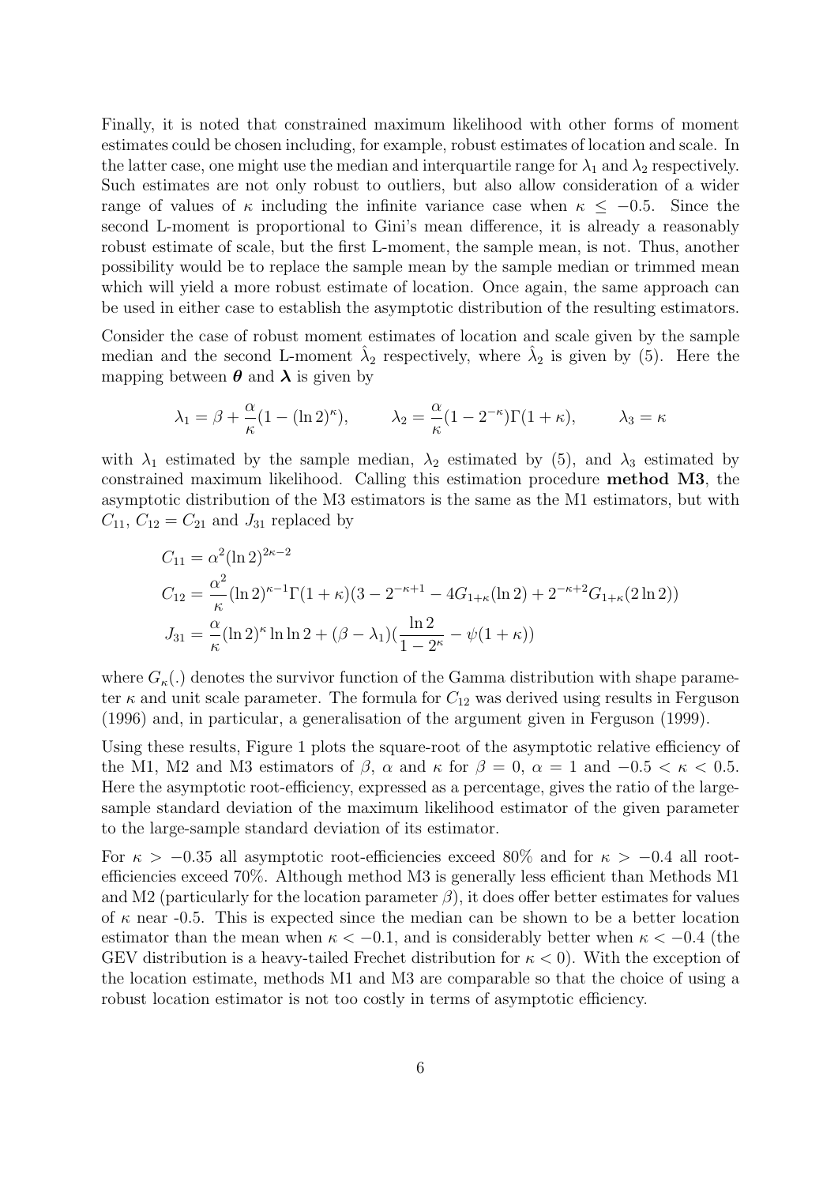Finally, it is noted that constrained maximum likelihood with other forms of moment estimates could be chosen including, for example, robust estimates of location and scale. In the latter case, one might use the median and interquartile range for $\lambda_1$ and $\lambda_2$ respectively. Such estimates are not only robust to outliers, but also allow consideration of a wider range of values of $\kappa$ including the infinite variance case when $\kappa \leq -0.5$. Since the second L-moment is proportional to Gini's mean difference, it is already a reasonably robust estimate of scale, but the first L-moment, the sample mean, is not. Thus, another possibility would be to replace the sample mean by the sample median or trimmed mean which will yield a more robust estimate of location. Once again, the same approach can be used in either case to establish the asymptotic distribution of the resulting estimators.

Consider the case of robust moment estimates of location and scale given by the sample median and the second L-moment $\hat{\lambda}_2$ respectively, where $\hat{\lambda}_2$ is given by (5). Here the mapping between $\boldsymbol{\theta}$ and $\boldsymbol{\lambda}$ is given by

$$\lambda_1 = \beta + \frac{\alpha}{\kappa}(1 - (\ln 2)^{\kappa}), \qquad \lambda_2 = \frac{\alpha}{\kappa}(1 - 2^{-\kappa})\Gamma(1+\kappa), \qquad \lambda_3 = \kappa$$

with $\lambda_1$ estimated by the sample median, $\lambda_2$ estimated by (5), and $\lambda_3$ estimated by constrained maximum likelihood. Calling this estimation procedure **method M3**, the asymptotic distribution of the M3 estimators is the same as the M1 estimators, but with $C_{11}$, $C_{12} = C_{21}$ and $J_{31}$ replaced by

$$\begin{aligned}
C_{11} &= \alpha^2 (\ln 2)^{2\kappa - 2} \\
C_{12} &= \frac{\alpha^2}{\kappa}(\ln 2)^{\kappa - 1}\Gamma(1+\kappa)(3 - 2^{-\kappa+1} - 4G_{1+\kappa}(\ln 2) + 2^{-\kappa+2}G_{1+\kappa}(2\ln 2)) \\
J_{31} &= \frac{\alpha}{\kappa}(\ln 2)^{\kappa}\ln\ln 2 + (\beta - \lambda_1)(\frac{\ln 2}{1 - 2^{\kappa}} - \psi(1+\kappa))
\end{aligned}$$

where $G_{\kappa}(.)$ denotes the survivor function of the Gamma distribution with shape parameter $\kappa$ and unit scale parameter. The formula for $C_{12}$ was derived using results in Ferguson (1996) and, in particular, a generalisation of the argument given in Ferguson (1999).

Using these results, Figure 1 plots the square-root of the asymptotic relative efficiency of the M1, M2 and M3 estimators of $\beta$, $\alpha$ and $\kappa$ for $\beta = 0$, $\alpha = 1$ and $-0.5 < \kappa < 0.5$. Here the asymptotic root-efficiency, expressed as a percentage, gives the ratio of the large-sample standard deviation of the maximum likelihood estimator of the given parameter to the large-sample standard deviation of its estimator.

For $\kappa > -0.35$ all asymptotic root-efficiencies exceed 80% and for $\kappa > -0.4$ all root-efficiencies exceed 70%. Although method M3 is generally less efficient than Methods M1 and M2 (particularly for the location parameter $\beta$), it does offer better estimates for values of $\kappa$ near -0.5. This is expected since the median can be shown to be a better location estimator than the mean when $\kappa < -0.1$, and is considerably better when $\kappa < -0.4$ (the GEV distribution is a heavy-tailed Frechet distribution for $\kappa < 0$). With the exception of the location estimate, methods M1 and M3 are comparable so that the choice of using a robust location estimator is not too costly in terms of asymptotic efficiency.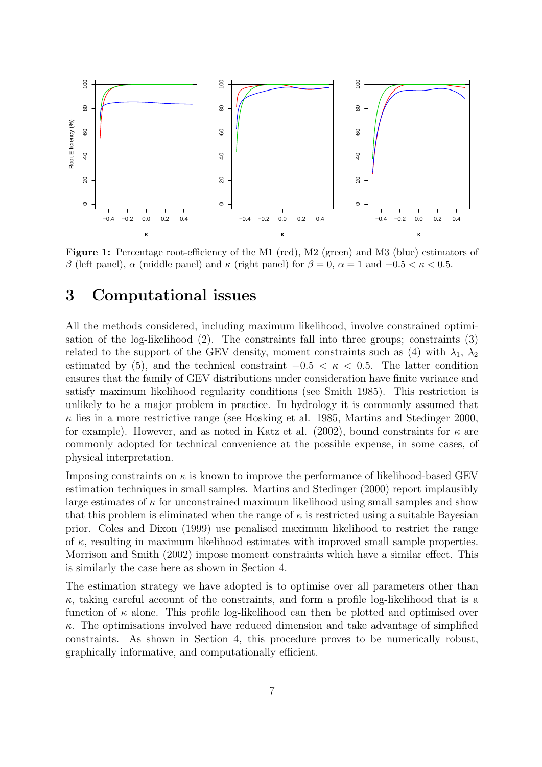**Figure 1:** Percentage root-efficiency of the M1 (red), M2 (green) and M3 (blue) estimators of $\beta$ (left panel), $\alpha$ (middle panel) and $\kappa$ (right panel) for $\beta = 0$, $\alpha = 1$ and $-0.5 < \kappa < 0.5$.

# 3 Computational issues

All the methods considered, including maximum likelihood, involve constrained optimisation of the log-likelihood (2). The constraints fall into three groups; constraints (3) related to the support of the GEV density, moment constraints such as (4) with $\lambda_1$, $\lambda_2$ estimated by (5), and the technical constraint $-0.5 < \kappa < 0.5$. The latter condition ensures that the family of GEV distributions under consideration have finite variance and satisfy maximum likelihood regularity conditions (see Smith 1985). This restriction is unlikely to be a major problem in practice. In hydrology it is commonly assumed that $\kappa$ lies in a more restrictive range (see Hosking et al. 1985, Martins and Stedinger 2000, for example). However, and as noted in Katz et al. (2002), bound constraints for $\kappa$ are commonly adopted for technical convenience at the possible expense, in some cases, of physical interpretation.

Imposing constraints on $\kappa$ is known to improve the performance of likelihood-based GEV estimation techniques in small samples. Martins and Stedinger (2000) report implausibly large estimates of $\kappa$ for unconstrained maximum likelihood using small samples and show that this problem is eliminated when the range of $\kappa$ is restricted using a suitable Bayesian prior. Coles and Dixon (1999) use penalised maximum likelihood to restrict the range of $\kappa$, resulting in maximum likelihood estimates with improved small sample properties. Morrison and Smith (2002) impose moment constraints which have a similar effect. This is similarly the case here as shown in Section 4.

The estimation strategy we have adopted is to optimise over all parameters other than $\kappa$, taking careful account of the constraints, and form a profile log-likelihood that is a function of $\kappa$ alone. This profile log-likelihood can then be plotted and optimised over $\kappa$. The optimisations involved have reduced dimension and take advantage of simplified constraints. As shown in Section 4, this procedure proves to be numerically robust, graphically informative, and computationally efficient.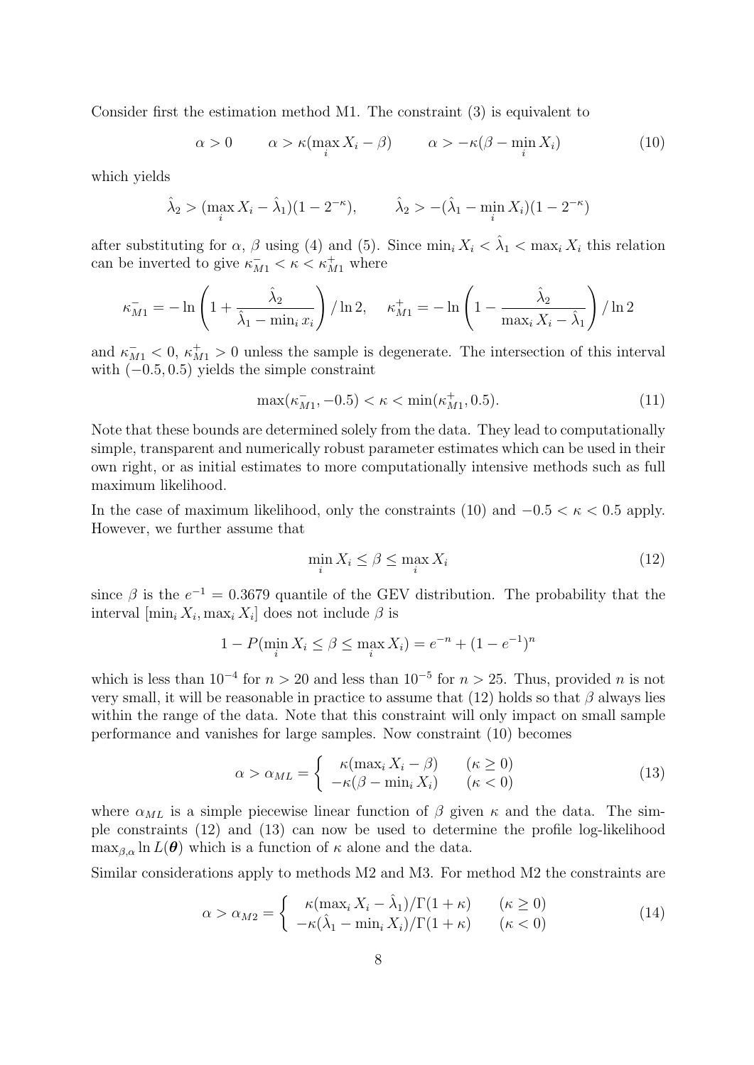Consider first the estimation method M1. The constraint (3) is equivalent to

$$\alpha > 0 \qquad \alpha > \kappa(\max_i X_i - \beta) \qquad \alpha > -\kappa(\beta - \min_i X_i) \tag{10}$$

which yields

$$\hat{\lambda}_2 > (\max_i X_i - \hat{\lambda}_1)(1 - 2^{-\kappa}), \qquad \hat{\lambda}_2 > -(\hat{\lambda}_1 - \min_i X_i)(1 - 2^{-\kappa})$$

after substituting for $\alpha$, $\beta$ using (4) and (5). Since $\min_i X_i < \hat{\lambda}_1 < \max_i X_i$ this relation can be inverted to give $\kappa_{M1}^- < \kappa < \kappa_{M1}^+$ where

$$\kappa_{M1}^- = -\ln\left(1 + \frac{\hat{\lambda}_2}{\hat{\lambda}_1 - \min_i x_i}\right) / \ln 2, \quad \kappa_{M1}^+ = -\ln\left(1 - \frac{\hat{\lambda}_2}{\max_i X_i - \hat{\lambda}_1}\right) / \ln 2$$

and $\kappa_{M1}^- < 0$, $\kappa_{M1}^+ > 0$ unless the sample is degenerate. The intersection of this interval with $(-0.5, 0.5)$ yields the simple constraint

$$\max(\kappa_{M1}^-, -0.5) < \kappa < \min(\kappa_{M1}^+, 0.5). \tag{11}$$

Note that these bounds are determined solely from the data. They lead to computationally simple, transparent and numerically robust parameter estimates which can be used in their own right, or as initial estimates to more computationally intensive methods such as full maximum likelihood.

In the case of maximum likelihood, only the constraints (10) and $-0.5 < \kappa < 0.5$ apply. However, we further assume that

$$\min_i X_i \leq \beta \leq \max_i X_i \tag{12}$$

since $\beta$ is the $e^{-1} = 0.3679$ quantile of the GEV distribution. The probability that the interval $[\min_i X_i, \max_i X_i]$ does not include $\beta$ is

$$1 - P(\min_i X_i \leq \beta \leq \max_i X_i) = e^{-n} + (1 - e^{-1})^n$$

which is less than $10^{-4}$ for $n > 20$ and less than $10^{-5}$ for $n > 25$. Thus, provided $n$ is not very small, it will be reasonable in practice to assume that (12) holds so that $\beta$ always lies within the range of the data. Note that this constraint will only impact on small sample performance and vanishes for large samples. Now constraint (10) becomes

$$\alpha > \alpha_{ML} = \begin{cases} \kappa(\max_i X_i - \beta) & (\kappa \geq 0) \\ -\kappa(\beta - \min_i X_i) & (\kappa < 0) \end{cases} \tag{13}$$

where $\alpha_{ML}$ is a simple piecewise linear function of $\beta$ given $\kappa$ and the data. The simple constraints (12) and (13) can now be used to determine the profile log-likelihood $\max_{\beta,\alpha} \ln L(\boldsymbol{\theta})$ which is a function of $\kappa$ alone and the data.

Similar considerations apply to methods M2 and M3. For method M2 the constraints are

$$\alpha > \alpha_{M2} = \begin{cases} \kappa(\max_i X_i - \hat{\lambda}_1)/\Gamma(1+\kappa) & (\kappa \geq 0) \\ -\kappa(\hat{\lambda}_1 - \min_i X_i)/\Gamma(1+\kappa) & (\kappa < 0) \end{cases} \tag{14}$$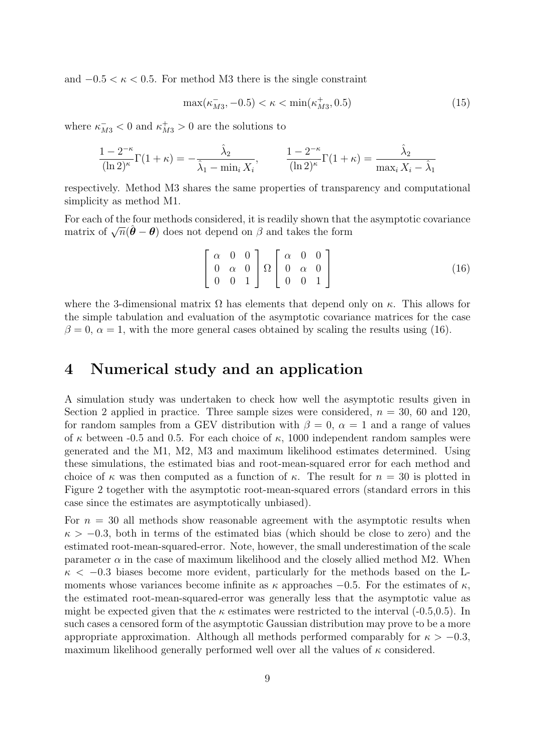and $-0.5 < \kappa < 0.5$. For method M3 there is the single constraint

$$\max(\kappa_{M3}^{-}, -0.5) < \kappa < \min(\kappa_{M3}^{+}, 0.5) \tag{15}$$

where $\kappa_{M3}^{-} < 0$ and $\kappa_{M3}^{+} > 0$ are the solutions to

$$\frac{1-2^{-\kappa}}{(\ln 2)^{\kappa}}\Gamma(1+\kappa) = -\frac{\hat{\lambda}_2}{\hat{\lambda}_1 - \min_i X_i}, \qquad \frac{1-2^{-\kappa}}{(\ln 2)^{\kappa}}\Gamma(1+\kappa) = \frac{\hat{\lambda}_2}{\max_i X_i - \hat{\lambda}_1}$$

respectively. Method M3 shares the same properties of transparency and computational simplicity as method M1.

For each of the four methods considered, it is readily shown that the asymptotic covariance matrix of $\sqrt{n}(\hat{\boldsymbol{\theta}} - \boldsymbol{\theta})$ does not depend on $\beta$ and takes the form

$$\begin{bmatrix} \alpha & 0 & 0 \\ 0 & \alpha & 0 \\ 0 & 0 & 1 \end{bmatrix} \Omega \begin{bmatrix} \alpha & 0 & 0 \\ 0 & \alpha & 0 \\ 0 & 0 & 1 \end{bmatrix} \tag{16}$$

where the 3-dimensional matrix $\Omega$ has elements that depend only on $\kappa$. This allows for the simple tabulation and evaluation of the asymptotic covariance matrices for the case $\beta = 0$, $\alpha = 1$, with the more general cases obtained by scaling the results using (16).

# 4 Numerical study and an application

A simulation study was undertaken to check how well the asymptotic results given in Section 2 applied in practice. Three sample sizes were considered, $n = 30$, 60 and 120, for random samples from a GEV distribution with $\beta = 0$, $\alpha = 1$ and a range of values of $\kappa$ between -0.5 and 0.5. For each choice of $\kappa$, 1000 independent random samples were generated and the M1, M2, M3 and maximum likelihood estimates determined. Using these simulations, the estimated bias and root-mean-squared error for each method and choice of $\kappa$ was then computed as a function of $\kappa$. The result for $n = 30$ is plotted in Figure 2 together with the asymptotic root-mean-squared errors (standard errors in this case since the estimates are asymptotically unbiased).

For $n = 30$ all methods show reasonable agreement with the asymptotic results when $\kappa > -0.3$, both in terms of the estimated bias (which should be close to zero) and the estimated root-mean-squared-error. Note, however, the small underestimation of the scale parameter $\alpha$ in the case of maximum likelihood and the closely allied method M2. When $\kappa < -0.3$ biases become more evident, particularly for the methods based on the L-moments whose variances become infinite as $\kappa$ approaches $-0.5$. For the estimates of $\kappa$, the estimated root-mean-squared-error was generally less that the asymptotic value as might be expected given that the $\kappa$ estimates were restricted to the interval (-0.5,0.5). In such cases a censored form of the asymptotic Gaussian distribution may prove to be a more appropriate approximation. Although all methods performed comparably for $\kappa > -0.3$, maximum likelihood generally performed well over all the values of $\kappa$ considered.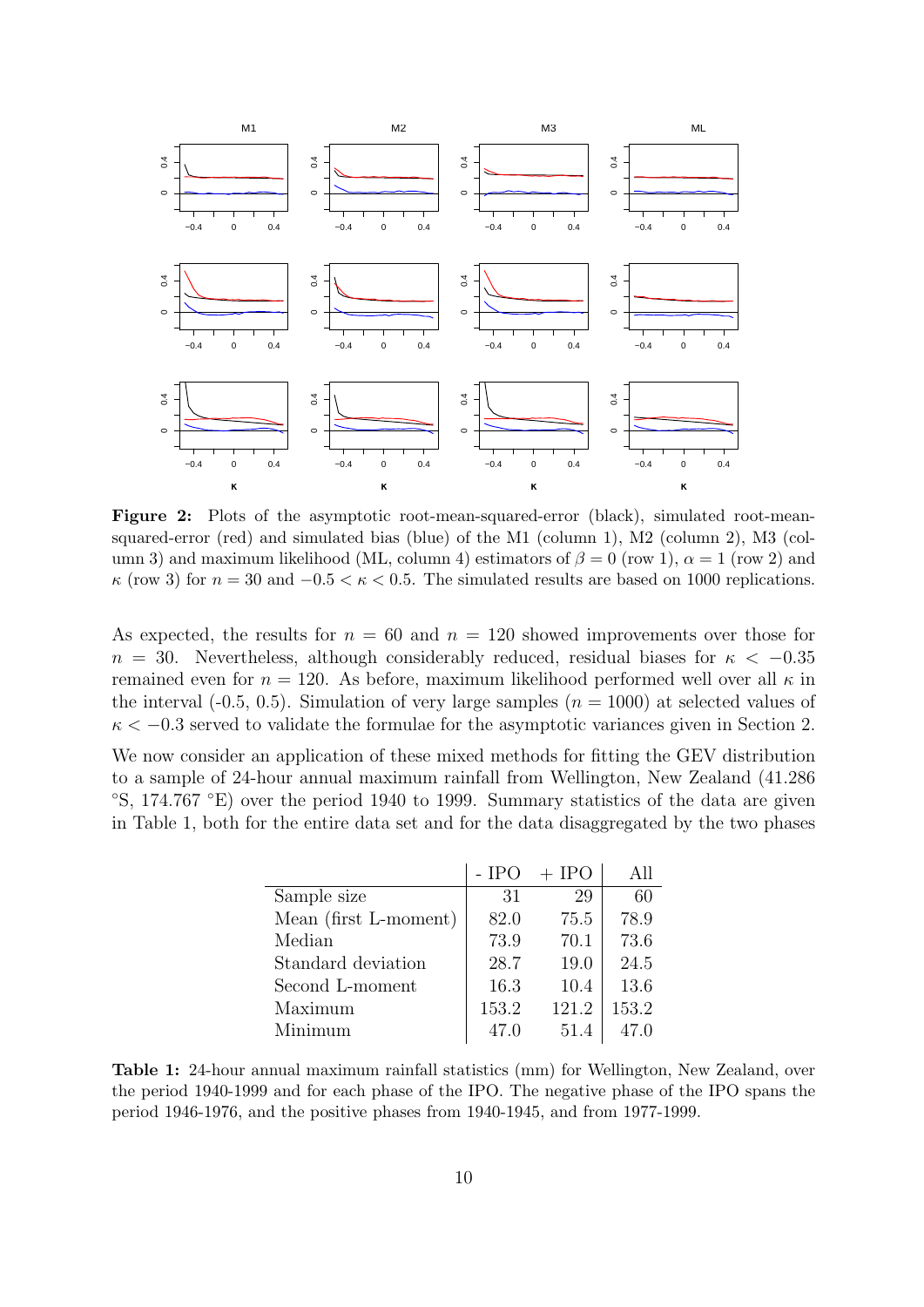**Figure 2:** Plots of the asymptotic root-mean-squared-error (black), simulated root-mean-squared-error (red) and simulated bias (blue) of the M1 (column 1), M2 (column 2), M3 (column 3) and maximum likelihood (ML, column 4) estimators of $\beta = 0$ (row 1), $\alpha = 1$ (row 2) and $\kappa$ (row 3) for $n = 30$ and $-0.5 < \kappa < 0.5$. The simulated results are based on 1000 replications.

As expected, the results for $n = 60$ and $n = 120$ showed improvements over those for $n = 30$. Nevertheless, although considerably reduced, residual biases for $\kappa < -0.35$ remained even for $n = 120$. As before, maximum likelihood performed well over all $\kappa$ in the interval (-0.5, 0.5). Simulation of very large samples ($n = 1000$) at selected values of $\kappa < -0.3$ served to validate the formulae for the asymptotic variances given in Section 2.

We now consider an application of these mixed methods for fitting the GEV distribution to a sample of 24-hour annual maximum rainfall from Wellington, New Zealand (41.286 °S, 174.767 °E) over the period 1940 to 1999. Summary statistics of the data are given in Table 1, both for the entire data set and for the data disaggregated by the two phases

| | - IPO | + IPO | All |
|---|---|---|---|
| Sample size | 31 | 29 | 60 |
| Mean (first L-moment) | 82.0 | 75.5 | 78.9 |
| Median | 73.9 | 70.1 | 73.6 |
| Standard deviation | 28.7 | 19.0 | 24.5 |
| Second L-moment | 16.3 | 10.4 | 13.6 |
| Maximum | 153.2 | 121.2 | 153.2 |
| Minimum | 47.0 | 51.4 | 47.0 |

**Table 1:** 24-hour annual maximum rainfall statistics (mm) for Wellington, New Zealand, over the period 1940-1999 and for each phase of the IPO. The negative phase of the IPO spans the period 1946-1976, and the positive phases from 1940-1945, and from 1977-1999.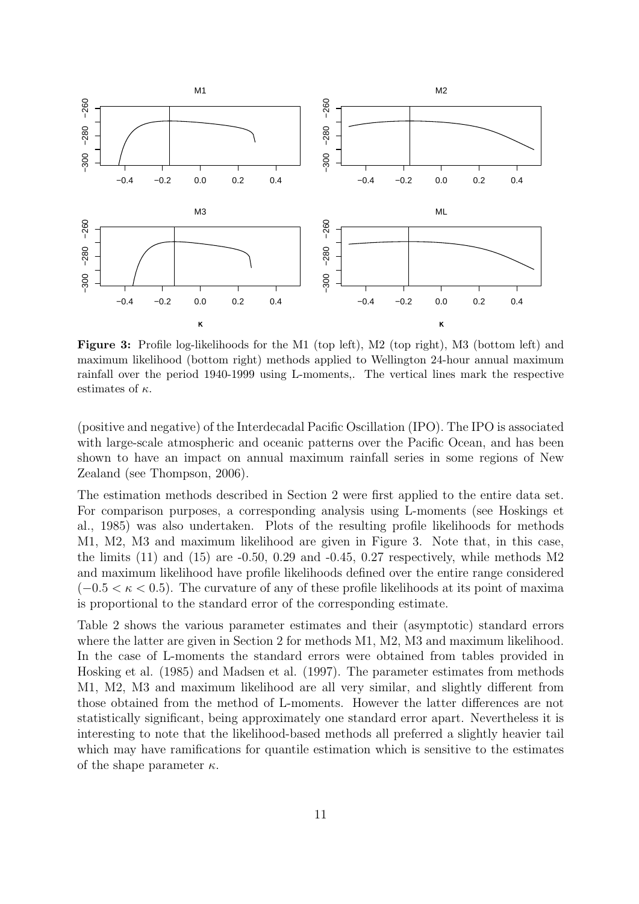**Figure 3:** Profile log-likelihoods for the M1 (top left), M2 (top right), M3 (bottom left) and maximum likelihood (bottom right) methods applied to Wellington 24-hour annual maximum rainfall over the period 1940-1999 using L-moments,. The vertical lines mark the respective estimates of $\kappa$.

(positive and negative) of the Interdecadal Pacific Oscillation (IPO). The IPO is associated with large-scale atmospheric and oceanic patterns over the Pacific Ocean, and has been shown to have an impact on annual maximum rainfall series in some regions of New Zealand (see Thompson, 2006).

The estimation methods described in Section 2 were first applied to the entire data set. For comparison purposes, a corresponding analysis using L-moments (see Hoskings et al., 1985) was also undertaken. Plots of the resulting profile likelihoods for methods M1, M2, M3 and maximum likelihood are given in Figure 3. Note that, in this case, the limits (11) and (15) are -0.50, 0.29 and -0.45, 0.27 respectively, while methods M2 and maximum likelihood have profile likelihoods defined over the entire range considered ($-0.5 < \kappa < 0.5$). The curvature of any of these profile likelihoods at its point of maxima is proportional to the standard error of the corresponding estimate.

Table 2 shows the various parameter estimates and their (asymptotic) standard errors where the latter are given in Section 2 for methods M1, M2, M3 and maximum likelihood. In the case of L-moments the standard errors were obtained from tables provided in Hosking et al. (1985) and Madsen et al. (1997). The parameter estimates from methods M1, M2, M3 and maximum likelihood are all very similar, and slightly different from those obtained from the method of L-moments. However the latter differences are not statistically significant, being approximately one standard error apart. Nevertheless it is interesting to note that the likelihood-based methods all preferred a slightly heavier tail which may have ramifications for quantile estimation which is sensitive to the estimates of the shape parameter $\kappa$.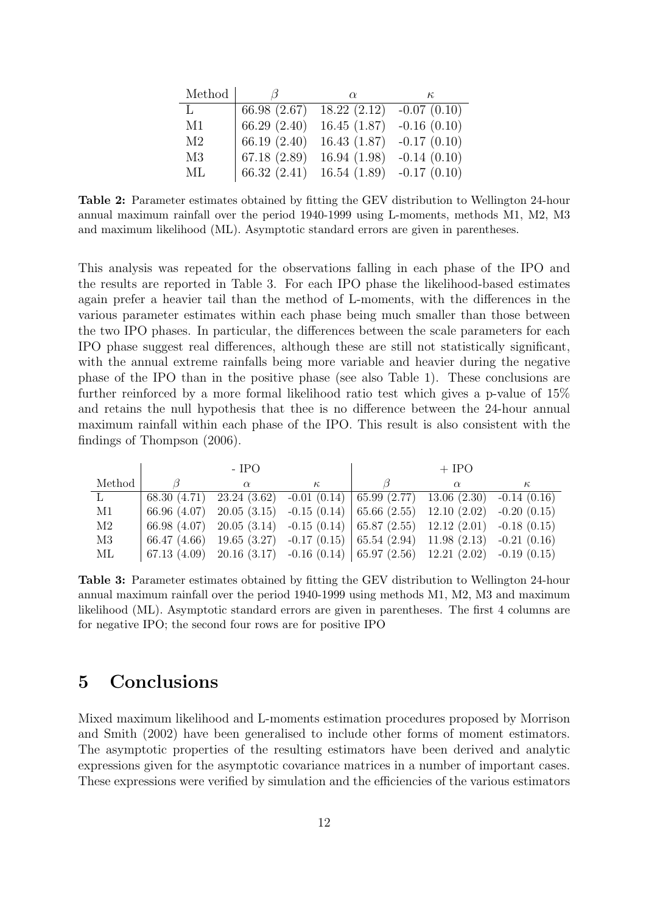| Method | $\beta$ | $\alpha$ | $\kappa$ |
|---|---|---|---|
| L | 66.98 (2.67) | 18.22 (2.12) | -0.07 (0.10) |
| M1 | 66.29 (2.40) | 16.45 (1.87) | -0.16 (0.10) |
| M2 | 66.19 (2.40) | 16.43 (1.87) | -0.17 (0.10) |
| M3 | 67.18 (2.89) | 16.94 (1.98) | -0.14 (0.10) |
| ML | 66.32 (2.41) | 16.54 (1.89) | -0.17 (0.10) |

**Table 2:** Parameter estimates obtained by fitting the GEV distribution to Wellington 24-hour annual maximum rainfall over the period 1940-1999 using L-moments, methods M1, M2, M3 and maximum likelihood (ML). Asymptotic standard errors are given in parentheses.

This analysis was repeated for the observations falling in each phase of the IPO and the results are reported in Table 3. For each IPO phase the likelihood-based estimates again prefer a heavier tail than the method of L-moments, with the differences in the various parameter estimates within each phase being much smaller than those between the two IPO phases. In particular, the differences between the scale parameters for each IPO phase suggest real differences, although these are still not statistically significant, with the annual extreme rainfalls being more variable and heavier during the negative phase of the IPO than in the positive phase (see also Table 1). These conclusions are further reinforced by a more formal likelihood ratio test which gives a p-value of 15% and retains the null hypothesis that thee is no difference between the 24-hour annual maximum rainfall within each phase of the IPO. This result is also consistent with the findings of Thompson (2006).

| | - IPO | | | + IPO | | |
|---|---|---|---|---|---|---|
| Method | $\beta$ | $\alpha$ | $\kappa$ | $\beta$ | $\alpha$ | $\kappa$ |
| L | 68.30 (4.71) | 23.24 (3.62) | -0.01 (0.14) | 65.99 (2.77) | 13.06 (2.30) | -0.14 (0.16) |
| M1 | 66.96 (4.07) | 20.05 (3.15) | -0.15 (0.14) | 65.66 (2.55) | 12.10 (2.02) | -0.20 (0.15) |
| M2 | 66.98 (4.07) | 20.05 (3.14) | -0.15 (0.14) | 65.87 (2.55) | 12.12 (2.01) | -0.18 (0.15) |
| M3 | 66.47 (4.66) | 19.65 (3.27) | -0.17 (0.15) | 65.54 (2.94) | 11.98 (2.13) | -0.21 (0.16) |
| ML | 67.13 (4.09) | 20.16 (3.17) | -0.16 (0.14) | 65.97 (2.56) | 12.21 (2.02) | -0.19 (0.15) |

**Table 3:** Parameter estimates obtained by fitting the GEV distribution to Wellington 24-hour annual maximum rainfall over the period 1940-1999 using methods M1, M2, M3 and maximum likelihood (ML). Asymptotic standard errors are given in parentheses. The first 4 columns are for negative IPO; the second four rows are for positive IPO

# 5 Conclusions

Mixed maximum likelihood and L-moments estimation procedures proposed by Morrison and Smith (2002) have been generalised to include other forms of moment estimators. The asymptotic properties of the resulting estimators have been derived and analytic expressions given for the asymptotic covariance matrices in a number of important cases. These expressions were verified by simulation and the efficiencies of the various estimators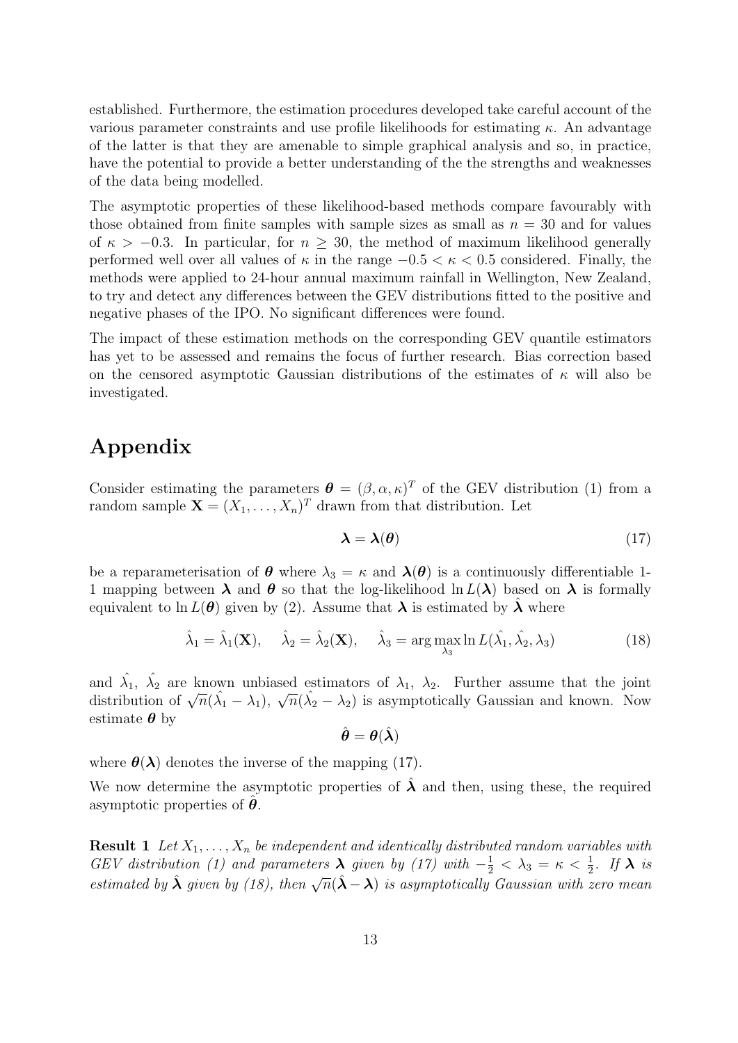established. Furthermore, the estimation procedures developed take careful account of the various parameter constraints and use profile likelihoods for estimating $\kappa$. An advantage of the latter is that they are amenable to simple graphical analysis and so, in practice, have the potential to provide a better understanding of the the strengths and weaknesses of the data being modelled.

The asymptotic properties of these likelihood-based methods compare favourably with those obtained from finite samples with sample sizes as small as $n = 30$ and for values of $\kappa > -0.3$. In particular, for $n \geq 30$, the method of maximum likelihood generally performed well over all values of $\kappa$ in the range $-0.5 < \kappa < 0.5$ considered. Finally, the methods were applied to 24-hour annual maximum rainfall in Wellington, New Zealand, to try and detect any differences between the GEV distributions fitted to the positive and negative phases of the IPO. No significant differences were found.

The impact of these estimation methods on the corresponding GEV quantile estimators has yet to be assessed and remains the focus of further research. Bias correction based on the censored asymptotic Gaussian distributions of the estimates of $\kappa$ will also be investigated.

# Appendix

Consider estimating the parameters $\boldsymbol{\theta} = (\beta, \alpha, \kappa)^T$ of the GEV distribution (1) from a random sample $\mathbf{X} = (X_1, \ldots, X_n)^T$ drawn from that distribution. Let

$$\boldsymbol{\lambda} = \boldsymbol{\lambda}(\boldsymbol{\theta}) \tag{17}$$

be a reparameterisation of $\boldsymbol{\theta}$ where $\lambda_3 = \kappa$ and $\boldsymbol{\lambda}(\boldsymbol{\theta})$ is a continuously differentiable 1-1 mapping between $\boldsymbol{\lambda}$ and $\boldsymbol{\theta}$ so that the log-likelihood $\ln L(\boldsymbol{\lambda})$ based on $\boldsymbol{\lambda}$ is formally equivalent to $\ln L(\boldsymbol{\theta})$ given by (2). Assume that $\boldsymbol{\lambda}$ is estimated by $\hat{\boldsymbol{\lambda}}$ where

$$\hat{\lambda}_1 = \hat{\lambda}_1(\mathbf{X}), \quad \hat{\lambda}_2 = \hat{\lambda}_2(\mathbf{X}), \quad \hat{\lambda}_3 = \arg\max_{\lambda_3} \ln L(\hat{\lambda_1}, \hat{\lambda_2}, \lambda_3) \tag{18}$$

and $\hat{\lambda_1}$, $\hat{\lambda_2}$ are known unbiased estimators of $\lambda_1$, $\lambda_2$. Further assume that the joint distribution of $\sqrt{n}(\hat{\lambda_1} - \lambda_1)$, $\sqrt{n}(\hat{\lambda_2} - \lambda_2)$ is asymptotically Gaussian and known. Now estimate $\boldsymbol{\theta}$ by

$$\hat{\boldsymbol{\theta}} = \boldsymbol{\theta}(\hat{\boldsymbol{\lambda}})$$

where $\boldsymbol{\theta}(\boldsymbol{\lambda})$ denotes the inverse of the mapping (17).

We now determine the asymptotic properties of $\hat{\boldsymbol{\lambda}}$ and then, using these, the required asymptotic properties of $\hat{\boldsymbol{\theta}}$.

**Result 1** *Let $X_1, \ldots, X_n$ be independent and identically distributed random variables with GEV distribution (1) and parameters $\boldsymbol{\lambda}$ given by (17) with $-\frac{1}{2} < \lambda_3 = \kappa < \frac{1}{2}$. If $\boldsymbol{\lambda}$ is estimated by $\hat{\boldsymbol{\lambda}}$ given by (18), then $\sqrt{n}(\hat{\boldsymbol{\lambda}} - \boldsymbol{\lambda})$ is asymptotically Gaussian with zero mean*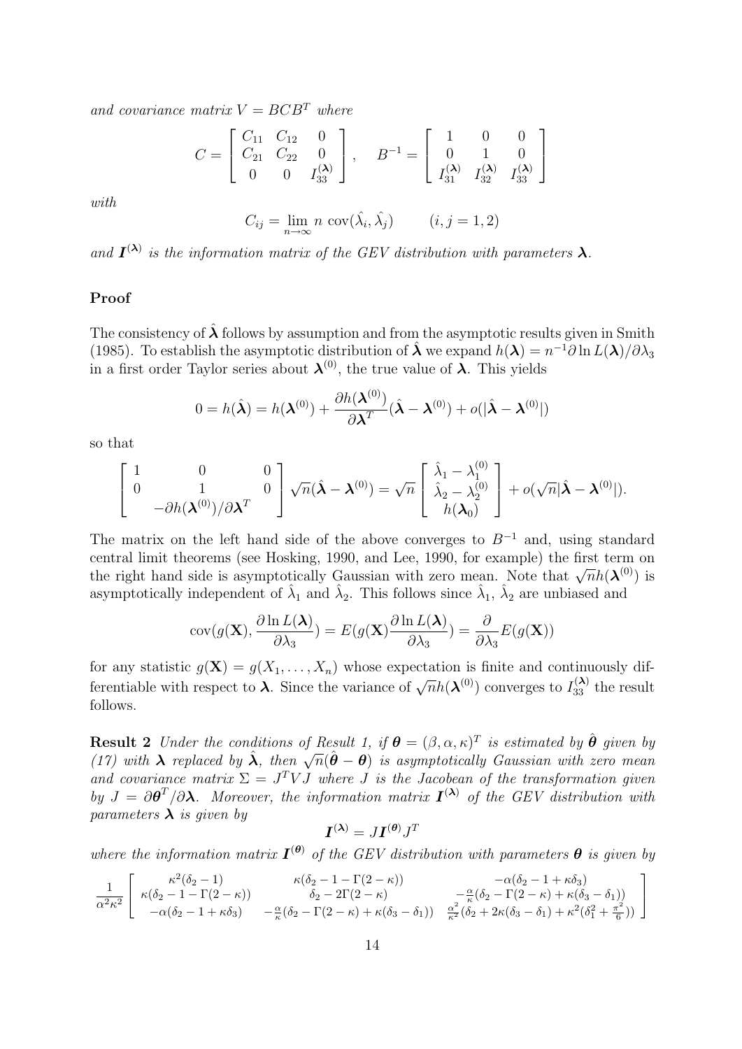*and covariance matrix* $V = BCB^T$ *where*

$$C = \begin{bmatrix} C_{11} & C_{12} & 0 \\ C_{21} & C_{22} & 0 \\ 0 & 0 & I_{33}^{(\boldsymbol{\lambda})} \end{bmatrix}, \quad B^{-1} = \begin{bmatrix} 1 & 0 & 0 \\ 0 & 1 & 0 \\ I_{31}^{(\boldsymbol{\lambda})} & I_{32}^{(\boldsymbol{\lambda})} & I_{33}^{(\boldsymbol{\lambda})} \end{bmatrix}$$

*with*

$$C_{ij} = \lim_{n\to\infty} n \ \mathrm{cov}(\hat{\lambda}_i, \hat{\lambda}_j) \qquad (i, j = 1, 2)$$

*and* $\boldsymbol{I}^{(\boldsymbol{\lambda})}$ *is the information matrix of the GEV distribution with parameters* $\boldsymbol{\lambda}$.

**Proof**

The consistency of $\hat{\boldsymbol{\lambda}}$ follows by assumption and from the asymptotic results given in Smith (1985). To establish the asymptotic distribution of $\hat{\boldsymbol{\lambda}}$ we expand $h(\boldsymbol{\lambda}) = n^{-1}\partial \ln L(\boldsymbol{\lambda})/\partial\lambda_3$ in a first order Taylor series about $\boldsymbol{\lambda}^{(0)}$, the true value of $\boldsymbol{\lambda}$. This yields

$$0 = h(\hat{\boldsymbol{\lambda}}) = h(\boldsymbol{\lambda}^{(0)}) + \frac{\partial h(\boldsymbol{\lambda}^{(0)})}{\partial \boldsymbol{\lambda}^T}(\hat{\boldsymbol{\lambda}} - \boldsymbol{\lambda}^{(0)}) + o(|\hat{\boldsymbol{\lambda}} - \boldsymbol{\lambda}^{(0)}|)$$

so that

$$\begin{bmatrix} 1 & 0 & 0 \\ 0 & 1 & 0 \\ & -\partial h(\boldsymbol{\lambda}^{(0)})/\partial\boldsymbol{\lambda}^T & \end{bmatrix} \sqrt{n}(\hat{\boldsymbol{\lambda}} - \boldsymbol{\lambda}^{(0)}) = \sqrt{n}\begin{bmatrix} \hat{\lambda}_1 - \lambda_1^{(0)} \\ \hat{\lambda}_2 - \lambda_2^{(0)} \\ h(\boldsymbol{\lambda}_0) \end{bmatrix} + o(\sqrt{n}|\hat{\boldsymbol{\lambda}} - \boldsymbol{\lambda}^{(0)}|).$$

The matrix on the left hand side of the above converges to $B^{-1}$ and, using standard central limit theorems (see Hosking, 1990, and Lee, 1990, for example) the first term on the right hand side is asymptotically Gaussian with zero mean. Note that $\sqrt{n}h(\boldsymbol{\lambda}^{(0)})$ is asymptotically independent of $\hat{\lambda}_1$ and $\hat{\lambda}_2$. This follows since $\hat{\lambda}_1$, $\hat{\lambda}_2$ are unbiased and

$$\mathrm{cov}(g(\mathbf{X}), \frac{\partial \ln L(\boldsymbol{\lambda})}{\partial \lambda_3}) = E(g(\mathbf{X})\frac{\partial \ln L(\boldsymbol{\lambda})}{\partial\lambda_3}) = \frac{\partial}{\partial\lambda_3}E(g(\mathbf{X}))$$

for any statistic $g(\mathbf{X}) = g(X_1, \ldots, X_n)$ whose expectation is finite and continuously differentiable with respect to $\boldsymbol{\lambda}$. Since the variance of $\sqrt{n}h(\boldsymbol{\lambda}^{(0)})$ converges to $I_{33}^{(\boldsymbol{\lambda})}$ the result follows.

**Result 2** *Under the conditions of Result 1, if* $\boldsymbol{\theta} = (\beta, \alpha, \kappa)^T$ *is estimated by* $\hat{\boldsymbol{\theta}}$ *given by (17) with* $\boldsymbol{\lambda}$ *replaced by* $\hat{\boldsymbol{\lambda}}$, *then* $\sqrt{n}(\hat{\boldsymbol{\theta}} - \boldsymbol{\theta})$ *is asymptotically Gaussian with zero mean and covariance matrix* $\Sigma = J^T V J$ *where* $J$ *is the Jacobean of the transformation given by* $J = \partial\boldsymbol{\theta}^T/\partial\boldsymbol{\lambda}$. *Moreover, the information matrix* $\boldsymbol{I}^{(\boldsymbol{\lambda})}$ *of the GEV distribution with parameters* $\boldsymbol{\lambda}$ *is given by*

$$\boldsymbol{I}^{(\boldsymbol{\lambda})} = J\boldsymbol{I}^{(\boldsymbol{\theta})}J^T$$

*where the information matrix* $\boldsymbol{I}^{(\boldsymbol{\theta})}$ *of the GEV distribution with parameters* $\boldsymbol{\theta}$ *is given by*

$$\frac{1}{\alpha^2\kappa^2}\begin{bmatrix} \kappa^2(\delta_2 - 1) & \kappa(\delta_2 - 1 - \Gamma(2-\kappa)) & -\alpha(\delta_2 - 1 + \kappa\delta_3) \\ \kappa(\delta_2 - 1 - \Gamma(2-\kappa)) & \delta_2 - 2\Gamma(2-\kappa) & -\frac{\alpha}{\kappa}(\delta_2 - \Gamma(2-\kappa) + \kappa(\delta_3 - \delta_1)) \\ -\alpha(\delta_2 - 1 + \kappa\delta_3) & -\frac{\alpha}{\kappa}(\delta_2 - \Gamma(2-\kappa) + \kappa(\delta_3 - \delta_1)) & \frac{\alpha^2}{\kappa^2}(\delta_2 + 2\kappa(\delta_3 - \delta_1) + \kappa^2(\delta_1^2 + \frac{\pi^2}{6})) \end{bmatrix}$$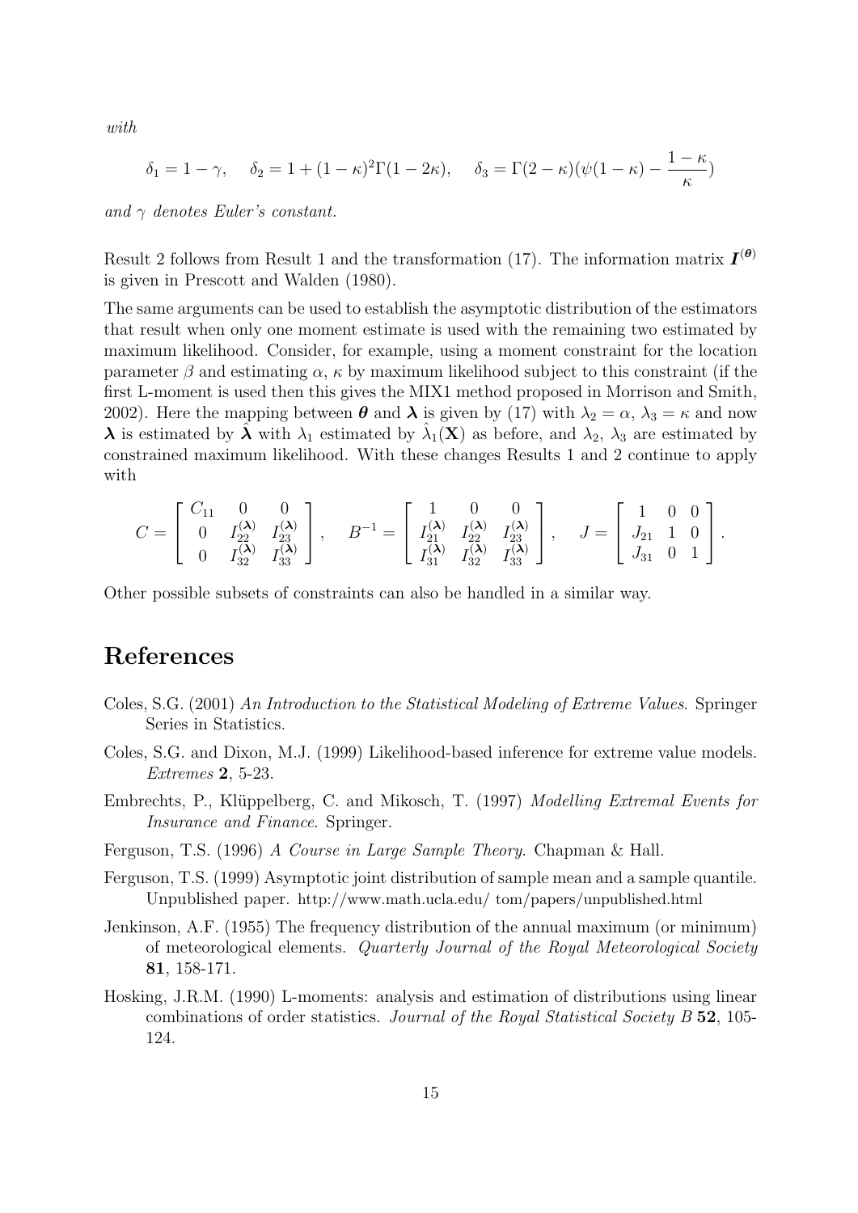*with*

$$\delta_1 = 1 - \gamma, \quad \delta_2 = 1 + (1-\kappa)^2\Gamma(1-2\kappa), \quad \delta_3 = \Gamma(2-\kappa)(\psi(1-\kappa) - \frac{1-\kappa}{\kappa})$$

*and* $\gamma$ *denotes Euler's constant.*

Result 2 follows from Result 1 and the transformation (17). The information matrix $\boldsymbol{I}^{(\boldsymbol{\theta})}$ is given in Prescott and Walden (1980).

The same arguments can be used to establish the asymptotic distribution of the estimators that result when only one moment estimate is used with the remaining two estimated by maximum likelihood. Consider, for example, using a moment constraint for the location parameter $\beta$ and estimating $\alpha$, $\kappa$ by maximum likelihood subject to this constraint (if the first L-moment is used then this gives the MIX1 method proposed in Morrison and Smith, 2002). Here the mapping between $\boldsymbol{\theta}$ and $\boldsymbol{\lambda}$ is given by (17) with $\lambda_2 = \alpha$, $\lambda_3 = \kappa$ and now $\boldsymbol{\lambda}$ is estimated by $\hat{\boldsymbol{\lambda}}$ with $\lambda_1$ estimated by $\hat{\lambda}_1(\mathbf{X})$ as before, and $\lambda_2$, $\lambda_3$ are estimated by constrained maximum likelihood. With these changes Results 1 and 2 continue to apply with

$$C = \begin{bmatrix} C_{11} & 0 & 0 \\ 0 & I_{22}^{(\boldsymbol{\lambda})} & I_{23}^{(\boldsymbol{\lambda})} \\ 0 & I_{32}^{(\boldsymbol{\lambda})} & I_{33}^{(\boldsymbol{\lambda})} \end{bmatrix}, \quad B^{-1} = \begin{bmatrix} 1 & 0 & 0 \\ I_{21}^{(\boldsymbol{\lambda})} & I_{22}^{(\boldsymbol{\lambda})} & I_{23}^{(\boldsymbol{\lambda})} \\ I_{31}^{(\boldsymbol{\lambda})} & I_{32}^{(\boldsymbol{\lambda})} & I_{33}^{(\boldsymbol{\lambda})} \end{bmatrix}, \quad J = \begin{bmatrix} 1 & 0 & 0 \\ J_{21} & 1 & 0 \\ J_{31} & 0 & 1 \end{bmatrix}.$$

Other possible subsets of constraints can also be handled in a similar way.

# References

Coles, S.G. (2001) *An Introduction to the Statistical Modeling of Extreme Values*. Springer Series in Statistics.

Coles, S.G. and Dixon, M.J. (1999) Likelihood-based inference for extreme value models. *Extremes* **2**, 5-23.

Embrechts, P., Klüppelberg, C. and Mikosch, T. (1997) *Modelling Extremal Events for Insurance and Finance*. Springer.

Ferguson, T.S. (1996) *A Course in Large Sample Theory*. Chapman & Hall.

Ferguson, T.S. (1999) Asymptotic joint distribution of sample mean and a sample quantile. Unpublished paper. http://www.math.ucla.edu/ tom/papers/unpublished.html

Jenkinson, A.F. (1955) The frequency distribution of the annual maximum (or minimum) of meteorological elements. *Quarterly Journal of the Royal Meteorological Society* **81**, 158-171.

Hosking, J.R.M. (1990) L-moments: analysis and estimation of distributions using linear combinations of order statistics. *Journal of the Royal Statistical Society B* **52**, 105-124.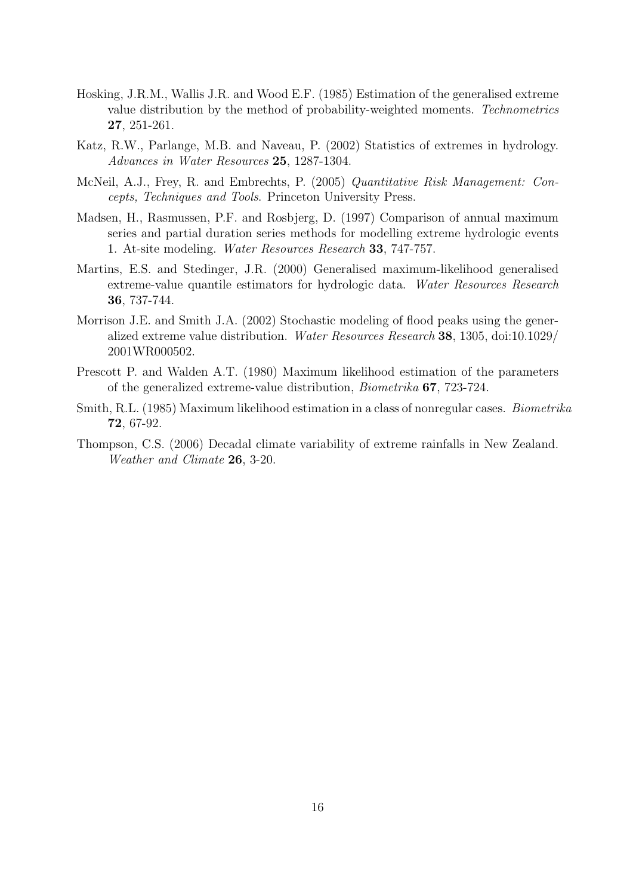Hosking, J.R.M., Wallis J.R. and Wood E.F. (1985) Estimation of the generalised extreme value distribution by the method of probability-weighted moments. *Technometrics* **27**, 251-261.

Katz, R.W., Parlange, M.B. and Naveau, P. (2002) Statistics of extremes in hydrology. *Advances in Water Resources* **25**, 1287-1304.

McNeil, A.J., Frey, R. and Embrechts, P. (2005) *Quantitative Risk Management: Concepts, Techniques and Tools*. Princeton University Press.

Madsen, H., Rasmussen, P.F. and Rosbjerg, D. (1997) Comparison of annual maximum series and partial duration series methods for modelling extreme hydrologic events 1. At-site modeling. *Water Resources Research* **33**, 747-757.

Martins, E.S. and Stedinger, J.R. (2000) Generalised maximum-likelihood generalised extreme-value quantile estimators for hydrologic data. *Water Resources Research* **36**, 737-744.

Morrison J.E. and Smith J.A. (2002) Stochastic modeling of flood peaks using the generalized extreme value distribution. *Water Resources Research* **38**, 1305, doi:10.1029/2001WR000502.

Prescott P. and Walden A.T. (1980) Maximum likelihood estimation of the parameters of the generalized extreme-value distribution, *Biometrika* **67**, 723-724.

Smith, R.L. (1985) Maximum likelihood estimation in a class of nonregular cases. *Biometrika* **72**, 67-92.

Thompson, C.S. (2006) Decadal climate variability of extreme rainfalls in New Zealand. *Weather and Climate* **26**, 3-20.